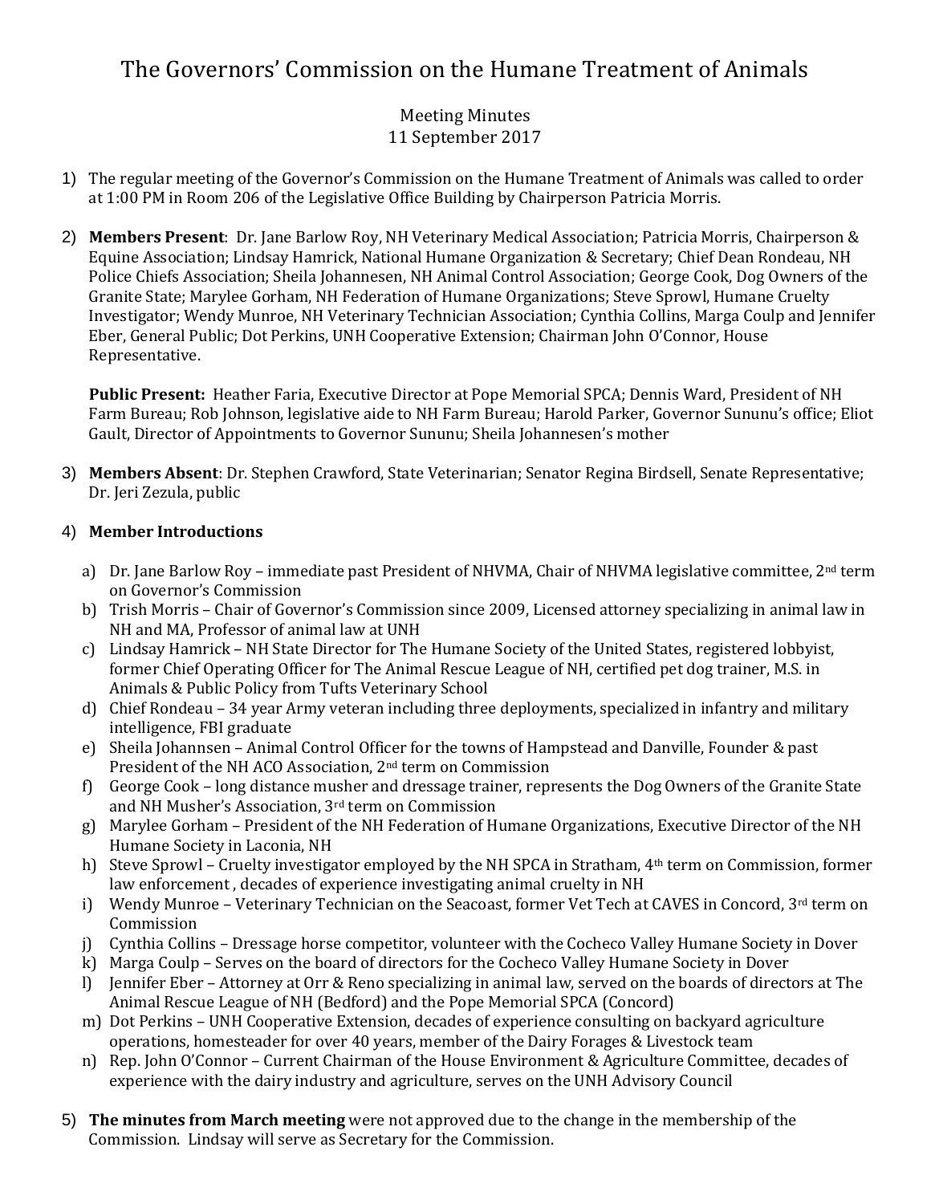# The Governors' Commission on the Humane Treatment of Animals

Meeting Minutes
11 September 2017

1) The regular meeting of the Governor's Commission on the Humane Treatment of Animals was called to order at 1:00 PM in Room 206 of the Legislative Office Building by Chairperson Patricia Morris.

2) **Members Present**: Dr. Jane Barlow Roy, NH Veterinary Medical Association; Patricia Morris, Chairperson & Equine Association; Lindsay Hamrick, National Humane Organization & Secretary; Chief Dean Rondeau, NH Police Chiefs Association; Sheila Johannesen, NH Animal Control Association; George Cook, Dog Owners of the Granite State; Marylee Gorham, NH Federation of Humane Organizations; Steve Sprowl, Humane Cruelty Investigator; Wendy Munroe, NH Veterinary Technician Association; Cynthia Collins, Marga Coulp and Jennifer Eber, General Public; Dot Perkins, UNH Cooperative Extension; Chairman John O'Connor, House Representative.

   **Public Present:** Heather Faria, Executive Director at Pope Memorial SPCA; Dennis Ward, President of NH Farm Bureau; Rob Johnson, legislative aide to NH Farm Bureau; Harold Parker, Governor Sununu's office; Eliot Gault, Director of Appointments to Governor Sununu; Sheila Johannesen's mother

3) **Members Absent**: Dr. Stephen Crawford, State Veterinarian; Senator Regina Birdsell, Senate Representative; Dr. Jeri Zezula, public

4) **Member Introductions**

   a) Dr. Jane Barlow Roy – immediate past President of NHVMA, Chair of NHVMA legislative committee, 2nd term on Governor's Commission
   b) Trish Morris – Chair of Governor's Commission since 2009, Licensed attorney specializing in animal law in NH and MA, Professor of animal law at UNH
   c) Lindsay Hamrick – NH State Director for The Humane Society of the United States, registered lobbyist, former Chief Operating Officer for The Animal Rescue League of NH, certified pet dog trainer, M.S. in Animals & Public Policy from Tufts Veterinary School
   d) Chief Rondeau – 34 year Army veteran including three deployments, specialized in infantry and military intelligence, FBI graduate
   e) Sheila Johannsen – Animal Control Officer for the towns of Hampstead and Danville, Founder & past President of the NH ACO Association, 2nd term on Commission
   f) George Cook – long distance musher and dressage trainer, represents the Dog Owners of the Granite State and NH Musher's Association, 3rd term on Commission
   g) Marylee Gorham – President of the NH Federation of Humane Organizations, Executive Director of the NH Humane Society in Laconia, NH
   h) Steve Sprowl – Cruelty investigator employed by the NH SPCA in Stratham, 4th term on Commission, former law enforcement , decades of experience investigating animal cruelty in NH
   i) Wendy Munroe – Veterinary Technician on the Seacoast, former Vet Tech at CAVES in Concord, 3rd term on Commission
   j) Cynthia Collins – Dressage horse competitor, volunteer with the Cocheco Valley Humane Society in Dover
   k) Marga Coulp – Serves on the board of directors for the Cocheco Valley Humane Society in Dover
   l) Jennifer Eber – Attorney at Orr & Reno specializing in animal law, served on the boards of directors at The Animal Rescue League of NH (Bedford) and the Pope Memorial SPCA (Concord)
   m) Dot Perkins – UNH Cooperative Extension, decades of experience consulting on backyard agriculture operations, homesteader for over 40 years, member of the Dairy Forages & Livestock team
   n) Rep. John O'Connor – Current Chairman of the House Environment & Agriculture Committee, decades of experience with the dairy industry and agriculture, serves on the UNH Advisory Council

5) **The minutes from March meeting** were not approved due to the change in the membership of the Commission. Lindsay will serve as Secretary for the Commission.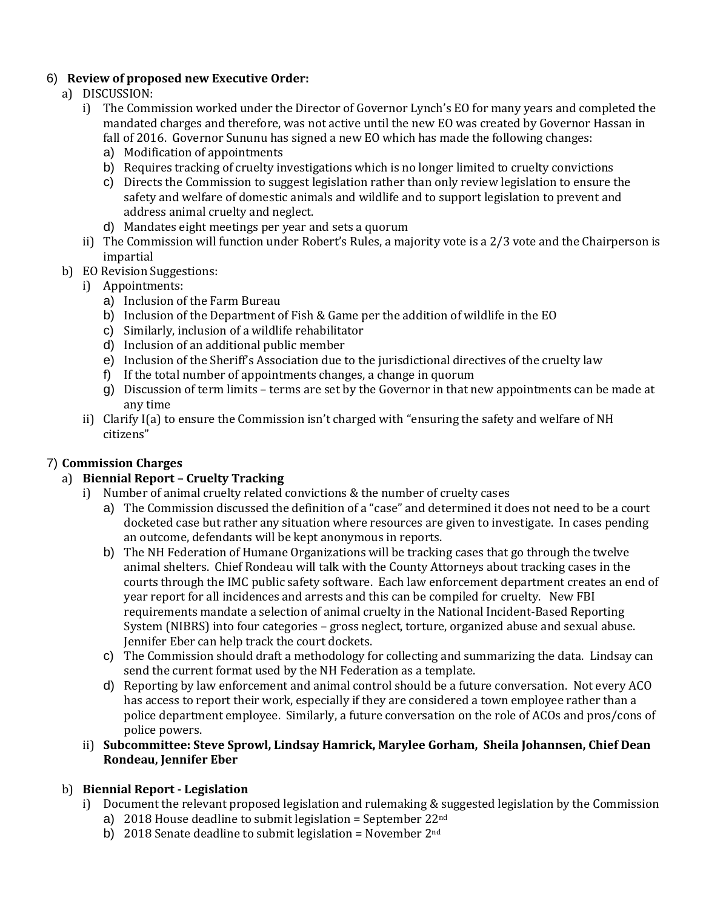6) **Review of proposed new Executive Order:**
   a) DISCUSSION:
      i) The Commission worked under the Director of Governor Lynch's EO for many years and completed the mandated charges and therefore, was not active until the new EO was created by Governor Hassan in fall of 2016. Governor Sununu has signed a new EO which has made the following changes:
         a) Modification of appointments
         b) Requires tracking of cruelty investigations which is no longer limited to cruelty convictions
         c) Directs the Commission to suggest legislation rather than only review legislation to ensure the safety and welfare of domestic animals and wildlife and to support legislation to prevent and address animal cruelty and neglect.
         d) Mandates eight meetings per year and sets a quorum
      ii) The Commission will function under Robert's Rules, a majority vote is a 2/3 vote and the Chairperson is impartial
   b) EO Revision Suggestions:
      i) Appointments:
         a) Inclusion of the Farm Bureau
         b) Inclusion of the Department of Fish & Game per the addition of wildlife in the EO
         c) Similarly, inclusion of a wildlife rehabilitator
         d) Inclusion of an additional public member
         e) Inclusion of the Sheriff's Association due to the jurisdictional directives of the cruelty law
         f) If the total number of appointments changes, a change in quorum
         g) Discussion of term limits – terms are set by the Governor in that new appointments can be made at any time
      ii) Clarify I(a) to ensure the Commission isn't charged with "ensuring the safety and welfare of NH citizens"

7) **Commission Charges**
   a) **Biennial Report – Cruelty Tracking**
      i) Number of animal cruelty related convictions & the number of cruelty cases
         a) The Commission discussed the definition of a "case" and determined it does not need to be a court docketed case but rather any situation where resources are given to investigate. In cases pending an outcome, defendants will be kept anonymous in reports.
         b) The NH Federation of Humane Organizations will be tracking cases that go through the twelve animal shelters. Chief Rondeau will talk with the County Attorneys about tracking cases in the courts through the IMC public safety software. Each law enforcement department creates an end of year report for all incidences and arrests and this can be compiled for cruelty. New FBI requirements mandate a selection of animal cruelty in the National Incident-Based Reporting System (NIBRS) into four categories – gross neglect, torture, organized abuse and sexual abuse. Jennifer Eber can help track the court dockets.
         c) The Commission should draft a methodology for collecting and summarizing the data. Lindsay can send the current format used by the NH Federation as a template.
         d) Reporting by law enforcement and animal control should be a future conversation. Not every ACO has access to report their work, especially if they are considered a town employee rather than a police department employee. Similarly, a future conversation on the role of ACOs and pros/cons of police powers.
      ii) **Subcommittee: Steve Sprowl, Lindsay Hamrick, Marylee Gorham, Sheila Johannsen, Chief Dean Rondeau, Jennifer Eber**
   b) **Biennial Report - Legislation**
      i) Document the relevant proposed legislation and rulemaking & suggested legislation by the Commission
         a) 2018 House deadline to submit legislation = September 22nd
         b) 2018 Senate deadline to submit legislation = November 2nd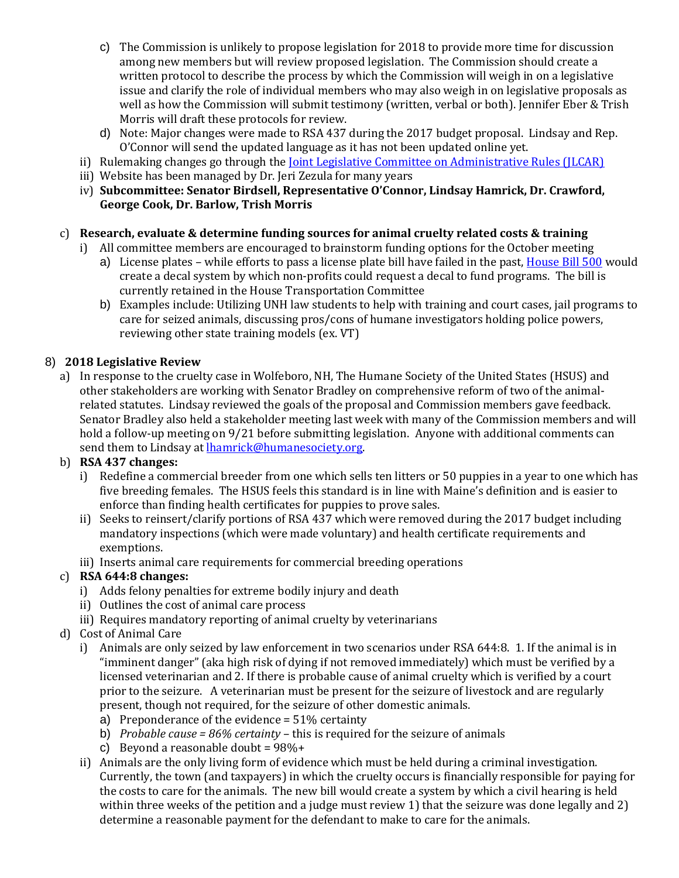c) The Commission is unlikely to propose legislation for 2018 to provide more time for discussion among new members but will review proposed legislation. The Commission should create a written protocol to describe the process by which the Commission will weigh in on a legislative issue and clarify the role of individual members who may also weigh in on legislative proposals as well as how the Commission will submit testimony (written, verbal or both). Jennifer Eber & Trish Morris will draft these protocols for review.

d) Note: Major changes were made to RSA 437 during the 2017 budget proposal. Lindsay and Rep. O'Connor will send the updated language as it has not been updated online yet.

ii) Rulemaking changes go through the [Joint Legislative Committee on Administrative Rules (JLCAR)]

iii) Website has been managed by Dr. Jeri Zezula for many years

iv) **Subcommittee: Senator Birdsell, Representative O'Connor, Lindsay Hamrick, Dr. Crawford, George Cook, Dr. Barlow, Trish Morris**

c) **Research, evaluate & determine funding sources for animal cruelty related costs & training**

i) All committee members are encouraged to brainstorm funding options for the October meeting

a) License plates – while efforts to pass a license plate bill have failed in the past, [House Bill 500] would create a decal system by which non-profits could request a decal to fund programs. The bill is currently retained in the House Transportation Committee

b) Examples include: Utilizing UNH law students to help with training and court cases, jail programs to care for seized animals, discussing pros/cons of humane investigators holding police powers, reviewing other state training models (ex. VT)

8) **2018 Legislative Review**

a) In response to the cruelty case in Wolfeboro, NH, The Humane Society of the United States (HSUS) and other stakeholders are working with Senator Bradley on comprehensive reform of two of the animal-related statutes. Lindsay reviewed the goals of the proposal and Commission members gave feedback. Senator Bradley also held a stakeholder meeting last week with many of the Commission members and will hold a follow-up meeting on 9/21 before submitting legislation. Anyone with additional comments can send them to Lindsay at lhamrick@humanesociety.org.

b) **RSA 437 changes:**

i) Redefine a commercial breeder from one which sells ten litters or 50 puppies in a year to one which has five breeding females. The HSUS feels this standard is in line with Maine's definition and is easier to enforce than finding health certificates for puppies to prove sales.

ii) Seeks to reinsert/clarify portions of RSA 437 which were removed during the 2017 budget including mandatory inspections (which were made voluntary) and health certificate requirements and exemptions.

iii) Inserts animal care requirements for commercial breeding operations

c) **RSA 644:8 changes:**

i) Adds felony penalties for extreme bodily injury and death

ii) Outlines the cost of animal care process

iii) Requires mandatory reporting of animal cruelty by veterinarians

d) Cost of Animal Care

i) Animals are only seized by law enforcement in two scenarios under RSA 644:8. 1. If the animal is in "imminent danger" (aka high risk of dying if not removed immediately) which must be verified by a licensed veterinarian and 2. If there is probable cause of animal cruelty which is verified by a court prior to the seizure. A veterinarian must be present for the seizure of livestock and are regularly present, though not required, for the seizure of other domestic animals.

a) Preponderance of the evidence = 51% certainty

b) *Probable cause = 86% certainty* – this is required for the seizure of animals

c) Beyond a reasonable doubt = 98%+

ii) Animals are the only living form of evidence which must be held during a criminal investigation. Currently, the town (and taxpayers) in which the cruelty occurs is financially responsible for paying for the costs to care for the animals. The new bill would create a system by which a civil hearing is held within three weeks of the petition and a judge must review 1) that the seizure was done legally and 2) determine a reasonable payment for the defendant to make to care for the animals.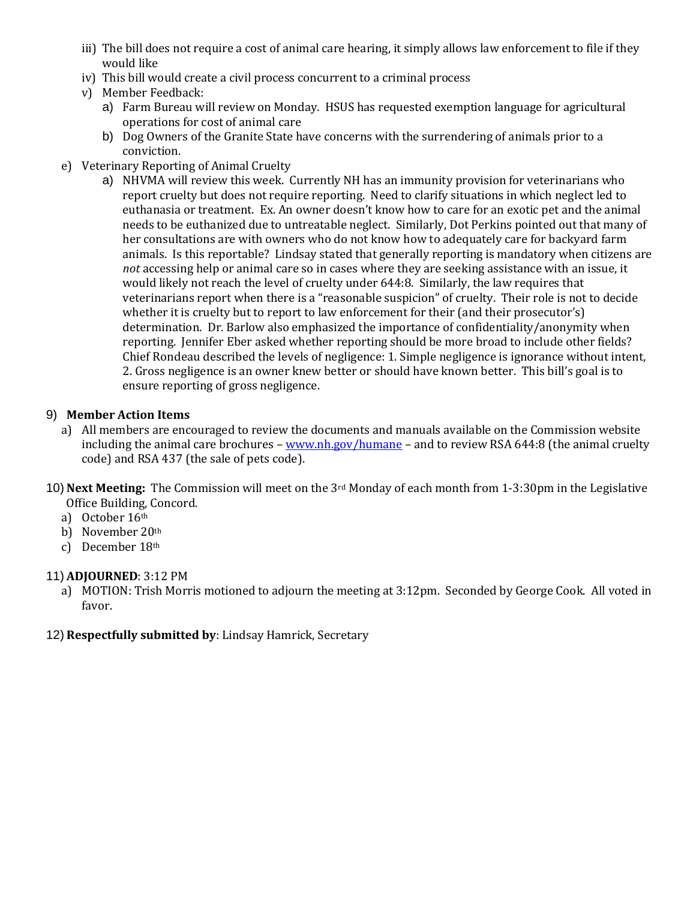- iii) The bill does not require a cost of animal care hearing, it simply allows law enforcement to file if they would like
   - iv) This bill would create a civil process concurrent to a criminal process
   - v) Member Feedback:
     - a) Farm Bureau will review on Monday. HSUS has requested exemption language for agricultural operations for cost of animal care
     - b) Dog Owners of the Granite State have concerns with the surrendering of animals prior to a conviction.
- e) Veterinary Reporting of Animal Cruelty
  - a) NHVMA will review this week. Currently NH has an immunity provision for veterinarians who report cruelty but does not require reporting. Need to clarify situations in which neglect led to euthanasia or treatment. Ex. An owner doesn't know how to care for an exotic pet and the animal needs to be euthanized due to untreatable neglect. Similarly, Dot Perkins pointed out that many of her consultations are with owners who do not know how to adequately care for backyard farm animals. Is this reportable? Lindsay stated that generally reporting is mandatory when citizens are *not* accessing help or animal care so in cases where they are seeking assistance with an issue, it would likely not reach the level of cruelty under 644:8. Similarly, the law requires that veterinarians report when there is a "reasonable suspicion" of cruelty. Their role is not to decide whether it is cruelty but to report to law enforcement for their (and their prosecutor's) determination. Dr. Barlow also emphasized the importance of confidentiality/anonymity when reporting. Jennifer Eber asked whether reporting should be more broad to include other fields? Chief Rondeau described the levels of negligence: 1. Simple negligence is ignorance without intent, 2. Gross negligence is an owner knew better or should have known better. This bill's goal is to ensure reporting of gross negligence.

9) **Member Action Items**
   - a) All members are encouraged to review the documents and manuals available on the Commission website including the animal care brochures – [www.nh.gov/humane](http://www.nh.gov/humane) – and to review RSA 644:8 (the animal cruelty code) and RSA 437 (the sale of pets code).

10) **Next Meeting:** The Commission will meet on the 3rd Monday of each month from 1-3:30pm in the Legislative Office Building, Concord.
    - a) October 16th
    - b) November 20th
    - c) December 18th

11) **ADJOURNED**: 3:12 PM
    - a) MOTION: Trish Morris motioned to adjourn the meeting at 3:12pm. Seconded by George Cook. All voted in favor.

12) **Respectfully submitted by**: Lindsay Hamrick, Secretary